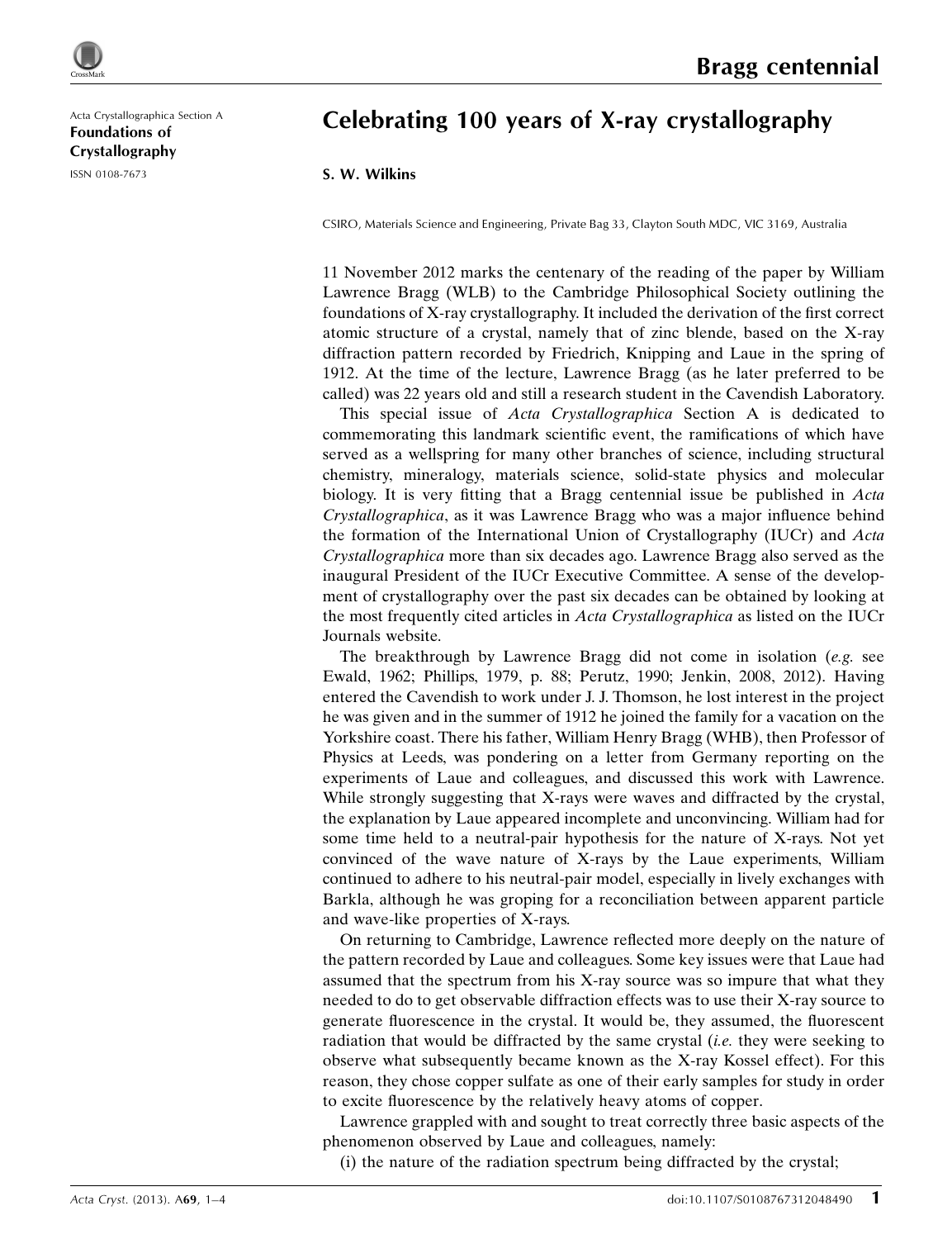Acta Crystallographica Section A
**Foundations of Crystallography**

ISSN 0108-7673

# Celebrating 100 years of X-ray crystallography

**S. W. Wilkins**

CSIRO, Materials Science and Engineering, Private Bag 33, Clayton South MDC, VIC 3169, Australia

11 November 2012 marks the centenary of the reading of the paper by William Lawrence Bragg (WLB) to the Cambridge Philosophical Society outlining the foundations of X-ray crystallography. It included the derivation of the first correct atomic structure of a crystal, namely that of zinc blende, based on the X-ray diffraction pattern recorded by Friedrich, Knipping and Laue in the spring of 1912. At the time of the lecture, Lawrence Bragg (as he later preferred to be called) was 22 years old and still a research student in the Cavendish Laboratory.

This special issue of *Acta Crystallographica* Section A is dedicated to commemorating this landmark scientific event, the ramifications of which have served as a wellspring for many other branches of science, including structural chemistry, mineralogy, materials science, solid-state physics and molecular biology. It is very fitting that a Bragg centennial issue be published in *Acta Crystallographica*, as it was Lawrence Bragg who was a major influence behind the formation of the International Union of Crystallography (IUCr) and *Acta Crystallographica* more than six decades ago. Lawrence Bragg also served as the inaugural President of the IUCr Executive Committee. A sense of the development of crystallography over the past six decades can be obtained by looking at the most frequently cited articles in *Acta Crystallographica* as listed on the IUCr Journals website.

The breakthrough by Lawrence Bragg did not come in isolation (*e.g.* see Ewald, 1962; Phillips, 1979, p. 88; Perutz, 1990; Jenkin, 2008, 2012). Having entered the Cavendish to work under J. J. Thomson, he lost interest in the project he was given and in the summer of 1912 he joined the family for a vacation on the Yorkshire coast. There his father, William Henry Bragg (WHB), then Professor of Physics at Leeds, was pondering on a letter from Germany reporting on the experiments of Laue and colleagues, and discussed this work with Lawrence. While strongly suggesting that X-rays were waves and diffracted by the crystal, the explanation by Laue appeared incomplete and unconvincing. William had for some time held to a neutral-pair hypothesis for the nature of X-rays. Not yet convinced of the wave nature of X-rays by the Laue experiments, William continued to adhere to his neutral-pair model, especially in lively exchanges with Barkla, although he was groping for a reconciliation between apparent particle and wave-like properties of X-rays.

On returning to Cambridge, Lawrence reflected more deeply on the nature of the pattern recorded by Laue and colleagues. Some key issues were that Laue had assumed that the spectrum from his X-ray source was so impure that what they needed to do to get observable diffraction effects was to use their X-ray source to generate fluorescence in the crystal. It would be, they assumed, the fluorescent radiation that would be diffracted by the same crystal (*i.e.* they were seeking to observe what subsequently became known as the X-ray Kossel effect). For this reason, they chose copper sulfate as one of their early samples for study in order to excite fluorescence by the relatively heavy atoms of copper.

Lawrence grappled with and sought to treat correctly three basic aspects of the phenomenon observed by Laue and colleagues, namely:

(i) the nature of the radiation spectrum being diffracted by the crystal;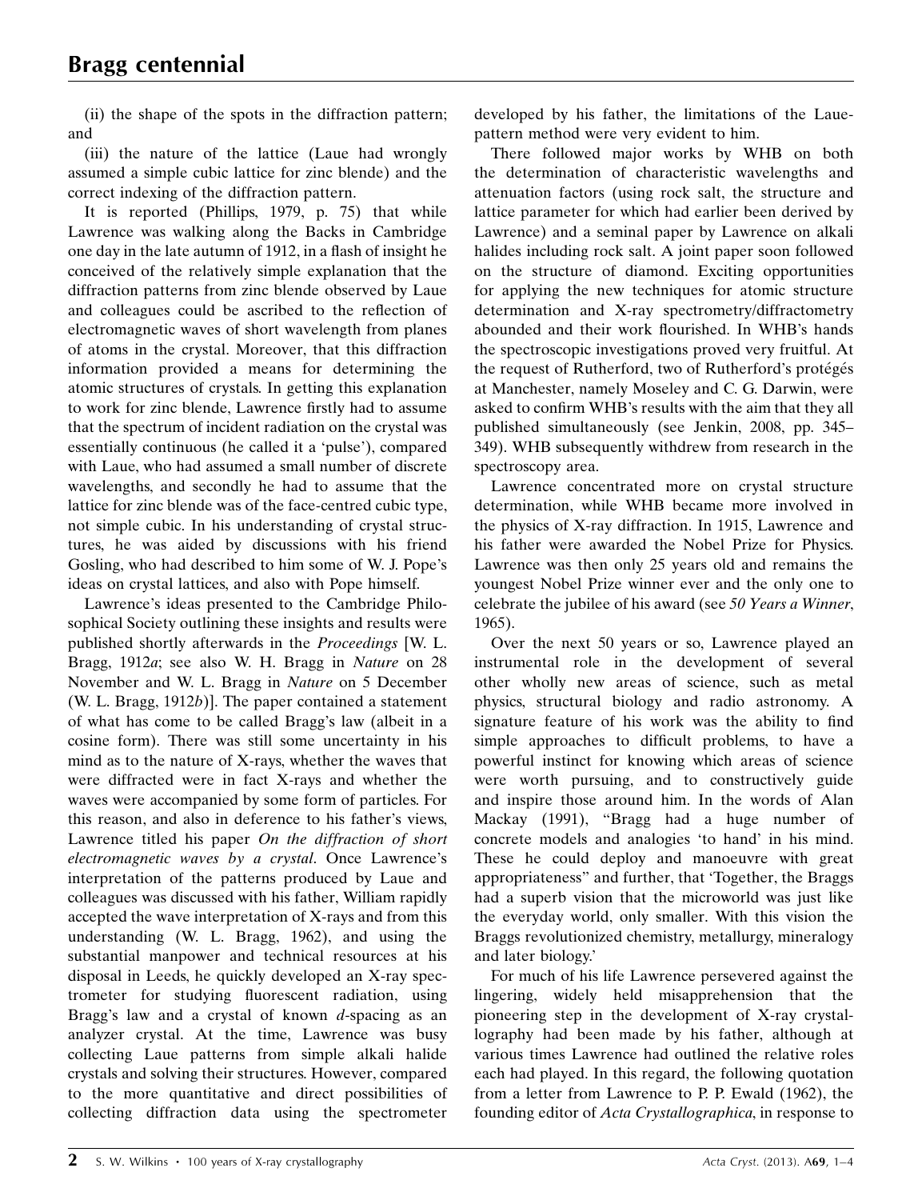(ii) the shape of the spots in the diffraction pattern; and

(iii) the nature of the lattice (Laue had wrongly assumed a simple cubic lattice for zinc blende) and the correct indexing of the diffraction pattern.

It is reported (Phillips, 1979, p. 75) that while Lawrence was walking along the Backs in Cambridge one day in the late autumn of 1912, in a flash of insight he conceived of the relatively simple explanation that the diffraction patterns from zinc blende observed by Laue and colleagues could be ascribed to the reflection of electromagnetic waves of short wavelength from planes of atoms in the crystal. Moreover, that this diffraction information provided a means for determining the atomic structures of crystals. In getting this explanation to work for zinc blende, Lawrence firstly had to assume that the spectrum of incident radiation on the crystal was essentially continuous (he called it a 'pulse'), compared with Laue, who had assumed a small number of discrete wavelengths, and secondly he had to assume that the lattice for zinc blende was of the face-centred cubic type, not simple cubic. In his understanding of crystal structures, he was aided by discussions with his friend Gosling, who had described to him some of W. J. Pope's ideas on crystal lattices, and also with Pope himself.

Lawrence's ideas presented to the Cambridge Philosophical Society outlining these insights and results were published shortly afterwards in the *Proceedings* [W. L. Bragg, 1912*a*; see also W. H. Bragg in *Nature* on 28 November and W. L. Bragg in *Nature* on 5 December (W. L. Bragg, 1912*b*)]. The paper contained a statement of what has come to be called Bragg's law (albeit in a cosine form). There was still some uncertainty in his mind as to the nature of X-rays, whether the waves that were diffracted were in fact X-rays and whether the waves were accompanied by some form of particles. For this reason, and also in deference to his father's views, Lawrence titled his paper *On the diffraction of short electromagnetic waves by a crystal*. Once Lawrence's interpretation of the patterns produced by Laue and colleagues was discussed with his father, William rapidly accepted the wave interpretation of X-rays and from this understanding (W. L. Bragg, 1962), and using the substantial manpower and technical resources at his disposal in Leeds, he quickly developed an X-ray spectrometer for studying fluorescent radiation, using Bragg's law and a crystal of known *d*-spacing as an analyzer crystal. At the time, Lawrence was busy collecting Laue patterns from simple alkali halide crystals and solving their structures. However, compared to the more quantitative and direct possibilities of collecting diffraction data using the spectrometer developed by his father, the limitations of the Laue-pattern method were very evident to him.

There followed major works by WHB on both the determination of characteristic wavelengths and attenuation factors (using rock salt, the structure and lattice parameter for which had earlier been derived by Lawrence) and a seminal paper by Lawrence on alkali halides including rock salt. A joint paper soon followed on the structure of diamond. Exciting opportunities for applying the new techniques for atomic structure determination and X-ray spectrometry/diffractometry abounded and their work flourished. In WHB's hands the spectroscopic investigations proved very fruitful. At the request of Rutherford, two of Rutherford's protégés at Manchester, namely Moseley and C. G. Darwin, were asked to confirm WHB's results with the aim that they all published simultaneously (see Jenkin, 2008, pp. 345–349). WHB subsequently withdrew from research in the spectroscopy area.

Lawrence concentrated more on crystal structure determination, while WHB became more involved in the physics of X-ray diffraction. In 1915, Lawrence and his father were awarded the Nobel Prize for Physics. Lawrence was then only 25 years old and remains the youngest Nobel Prize winner ever and the only one to celebrate the jubilee of his award (see *50 Years a Winner*, 1965).

Over the next 50 years or so, Lawrence played an instrumental role in the development of several other wholly new areas of science, such as metal physics, structural biology and radio astronomy. A signature feature of his work was the ability to find simple approaches to difficult problems, to have a powerful instinct for knowing which areas of science were worth pursuing, and to constructively guide and inspire those around him. In the words of Alan Mackay (1991), "Bragg had a huge number of concrete models and analogies 'to hand' in his mind. These he could deploy and manoeuvre with great appropriateness" and further, that 'Together, the Braggs had a superb vision that the microworld was just like the everyday world, only smaller. With this vision the Braggs revolutionized chemistry, metallurgy, mineralogy and later biology.'

For much of his life Lawrence persevered against the lingering, widely held misapprehension that the pioneering step in the development of X-ray crystallography had been made by his father, although at various times Lawrence had outlined the relative roles each had played. In this regard, the following quotation from a letter from Lawrence to P. P. Ewald (1962), the founding editor of *Acta Crystallographica*, in response to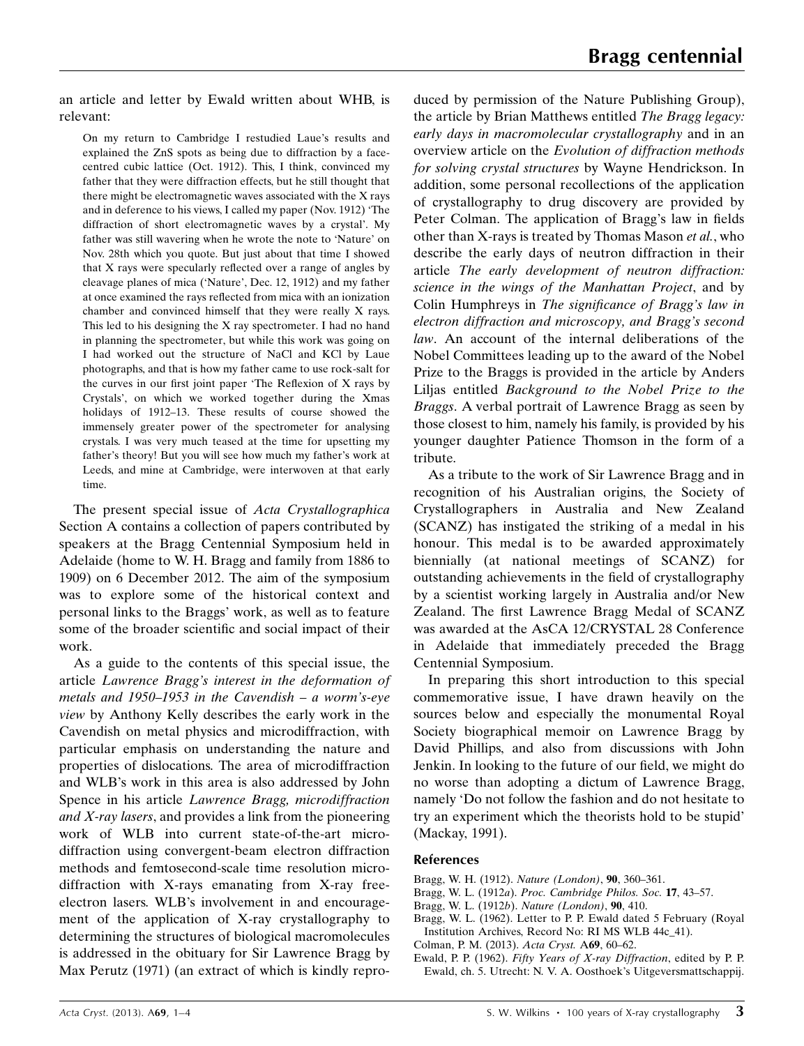an article and letter by Ewald written about WHB, is relevant:

> On my return to Cambridge I restudied Laue's results and explained the ZnS spots as being due to diffraction by a face-centred cubic lattice (Oct. 1912). This, I think, convinced my father that they were diffraction effects, but he still thought that there might be electromagnetic waves associated with the X rays and in deference to his views, I called my paper (Nov. 1912) 'The diffraction of short electromagnetic waves by a crystal'. My father was still wavering when he wrote the note to 'Nature' on Nov. 28th which you quote. But just about that time I showed that X rays were specularly reflected over a range of angles by cleavage planes of mica ('Nature', Dec. 12, 1912) and my father at once examined the rays reflected from mica with an ionization chamber and convinced himself that they were really X rays. This led to his designing the X ray spectrometer. I had no hand in planning the spectrometer, but while this work was going on I had worked out the structure of NaCl and KCl by Laue photographs, and that is how my father came to use rock-salt for the curves in our first joint paper 'The Reflexion of X rays by Crystals', on which we worked together during the Xmas holidays of 1912–13. These results of course showed the immensely greater power of the spectrometer for analysing crystals. I was very much teased at the time for upsetting my father's theory! But you will see how much my father's work at Leeds, and mine at Cambridge, were interwoven at that early time.

The present special issue of *Acta Crystallographica* Section A contains a collection of papers contributed by speakers at the Bragg Centennial Symposium held in Adelaide (home to W. H. Bragg and family from 1886 to 1909) on 6 December 2012. The aim of the symposium was to explore some of the historical context and personal links to the Braggs' work, as well as to feature some of the broader scientific and social impact of their work.

As a guide to the contents of this special issue, the article *Lawrence Bragg's interest in the deformation of metals and 1950–1953 in the Cavendish – a worm's-eye view* by Anthony Kelly describes the early work in the Cavendish on metal physics and microdiffraction, with particular emphasis on understanding the nature and properties of dislocations. The area of microdiffraction and WLB's work in this area is also addressed by John Spence in his article *Lawrence Bragg, microdiffraction and X-ray lasers*, and provides a link from the pioneering work of WLB into current state-of-the-art microdiffraction using convergent-beam electron diffraction methods and femtosecond-scale time resolution microdiffraction with X-rays emanating from X-ray free-electron lasers. WLB's involvement in and encouragement of the application of X-ray crystallography to determining the structures of biological macromolecules is addressed in the obituary for Sir Lawrence Bragg by Max Perutz (1971) (an extract of which is kindly reproduced by permission of the Nature Publishing Group), the article by Brian Matthews entitled *The Bragg legacy: early days in macromolecular crystallography* and in an overview article on the *Evolution of diffraction methods for solving crystal structures* by Wayne Hendrickson. In addition, some personal recollections of the application of crystallography to drug discovery are provided by Peter Colman. The application of Bragg's law in fields other than X-rays is treated by Thomas Mason *et al.*, who describe the early days of neutron diffraction in their article *The early development of neutron diffraction: science in the wings of the Manhattan Project*, and by Colin Humphreys in *The significance of Bragg's law in electron diffraction and microscopy, and Bragg's second law*. An account of the internal deliberations of the Nobel Committees leading up to the award of the Nobel Prize to the Braggs is provided in the article by Anders Liljas entitled *Background to the Nobel Prize to the Braggs*. A verbal portrait of Lawrence Bragg as seen by those closest to him, namely his family, is provided by his younger daughter Patience Thomson in the form of a tribute.

As a tribute to the work of Sir Lawrence Bragg and in recognition of his Australian origins, the Society of Crystallographers in Australia and New Zealand (SCANZ) has instigated the striking of a medal in his honour. This medal is to be awarded approximately biennially (at national meetings of SCANZ) for outstanding achievements in the field of crystallography by a scientist working largely in Australia and/or New Zealand. The first Lawrence Bragg Medal of SCANZ was awarded at the AsCA 12/CRYSTAL 28 Conference in Adelaide that immediately preceded the Bragg Centennial Symposium.

In preparing this short introduction to this special commemorative issue, I have drawn heavily on the sources below and especially the monumental Royal Society biographical memoir on Lawrence Bragg by David Phillips, and also from discussions with John Jenkin. In looking to the future of our field, we might do no worse than adopting a dictum of Lawrence Bragg, namely 'Do not follow the fashion and do not hesitate to try an experiment which the theorists hold to be stupid' (Mackay, 1991).

## References

Bragg, W. H. (1912). *Nature (London)*, **90**, 360–361.

Bragg, W. L. (1912*a*). *Proc. Cambridge Philos. Soc.* **17**, 43–57.

Bragg, W. L. (1912*b*). *Nature (London)*, **90**, 410.

Bragg, W. L. (1962). Letter to P. P. Ewald dated 5 February (Royal Institution Archives, Record No: RI MS WLB 44c_41).

Colman, P. M. (2013). *Acta Cryst.* A**69**, 60–62.

Ewald, P. P. (1962). *Fifty Years of X-ray Diffraction*, edited by P. P. Ewald, ch. 5. Utrecht: N. V. A. Oosthoek's Uitgeversmattschappij.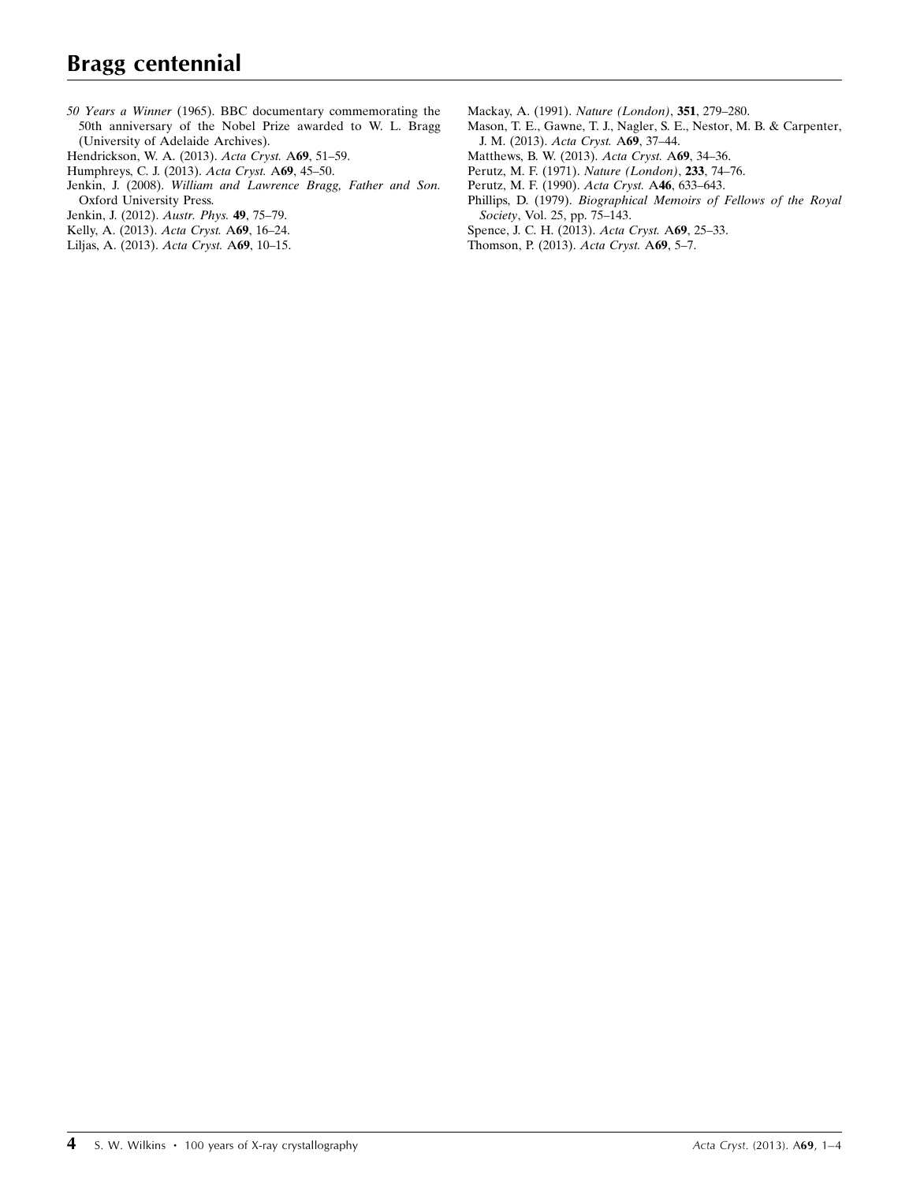*50 Years a Winner* (1965). BBC documentary commemorating the 50th anniversary of the Nobel Prize awarded to W. L. Bragg (University of Adelaide Archives).

Hendrickson, W. A. (2013). *Acta Cryst.* A**69**, 51–59.

Humphreys, C. J. (2013). *Acta Cryst.* A**69**, 45–50.

Jenkin, J. (2008). *William and Lawrence Bragg, Father and Son.* Oxford University Press.

Jenkin, J. (2012). *Austr. Phys.* **49**, 75–79.

Kelly, A. (2013). *Acta Cryst.* A**69**, 16–24.

Liljas, A. (2013). *Acta Cryst.* A**69**, 10–15.

Mackay, A. (1991). *Nature (London)*, **351**, 279–280.

Mason, T. E., Gawne, T. J., Nagler, S. E., Nestor, M. B. & Carpenter, J. M. (2013). *Acta Cryst.* A**69**, 37–44.

Matthews, B. W. (2013). *Acta Cryst.* A**69**, 34–36.

Perutz, M. F. (1971). *Nature (London)*, **233**, 74–76.

Perutz, M. F. (1990). *Acta Cryst.* A**46**, 633–643.

Phillips, D. (1979). *Biographical Memoirs of Fellows of the Royal Society*, Vol. 25, pp. 75–143.

Spence, J. C. H. (2013). *Acta Cryst.* A**69**, 25–33.

Thomson, P. (2013). *Acta Cryst.* A**69**, 5–7.